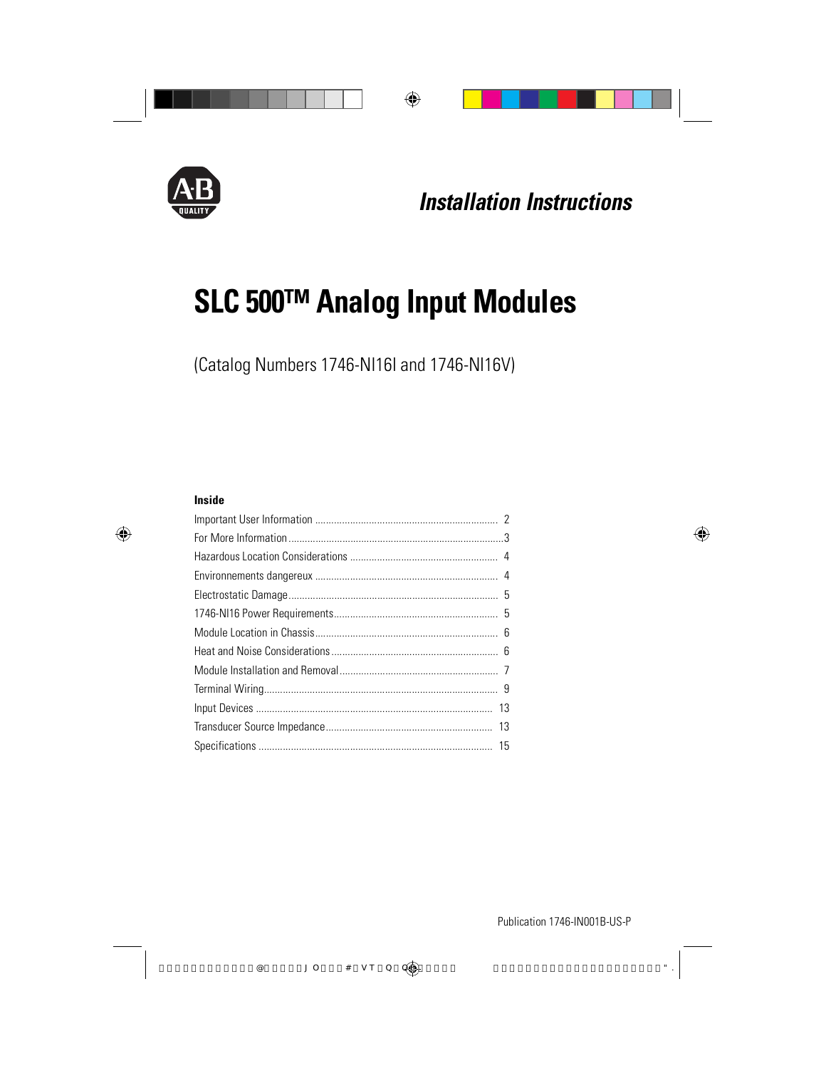*Installation Instructions*

# SLC 500™ Analog Input Modules

(Catalog Numbers 1746-NI16I and 1746-NI16V)

**Inside**

| | |
|---|---|
| Important User Information | 2 |
| For More Information | 3 |
| Hazardous Location Considerations | 4 |
| Environnements dangereux | 4 |
| Electrostatic Damage | 5 |
| 1746-NI16 Power Requirements | 5 |
| Module Location in Chassis | 6 |
| Heat and Noise Considerations | 6 |
| Module Installation and Removal | 7 |
| Terminal Wiring | 9 |
| Input Devices | 13 |
| Transducer Source Impedance | 13 |
| Specifications | 15 |

Publication 1746-IN001B-US-P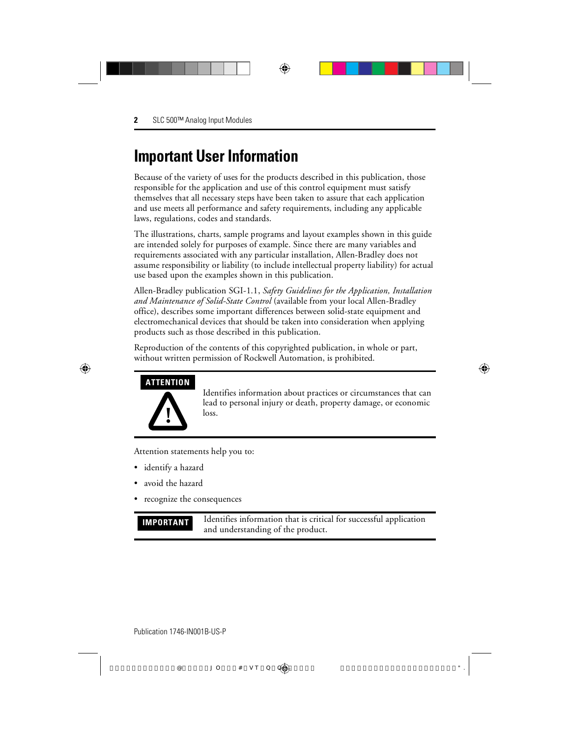# Important User Information

Because of the variety of uses for the products described in this publication, those responsible for the application and use of this control equipment must satisfy themselves that all necessary steps have been taken to assure that each application and use meets all performance and safety requirements, including any applicable laws, regulations, codes and standards.

The illustrations, charts, sample programs and layout examples shown in this guide are intended solely for purposes of example. Since there are many variables and requirements associated with any particular installation, Allen-Bradley does not assume responsibility or liability (to include intellectual property liability) for actual use based upon the examples shown in this publication.

Allen-Bradley publication SGI-1.1, *Safety Guidelines for the Application, Installation and Maintenance of Solid-State Control* (available from your local Allen-Bradley office), describes some important differences between solid-state equipment and electromechanical devices that should be taken into consideration when applying products such as those described in this publication.

Reproduction of the contents of this copyrighted publication, in whole or part, without written permission of Rockwell Automation, is prohibited.

**ATTENTION**

Identifies information about practices or circumstances that can lead to personal injury or death, property damage, or economic loss.

Attention statements help you to:

- identify a hazard
- avoid the hazard
- recognize the consequences

**IMPORTANT**

Identifies information that is critical for successful application and understanding of the product.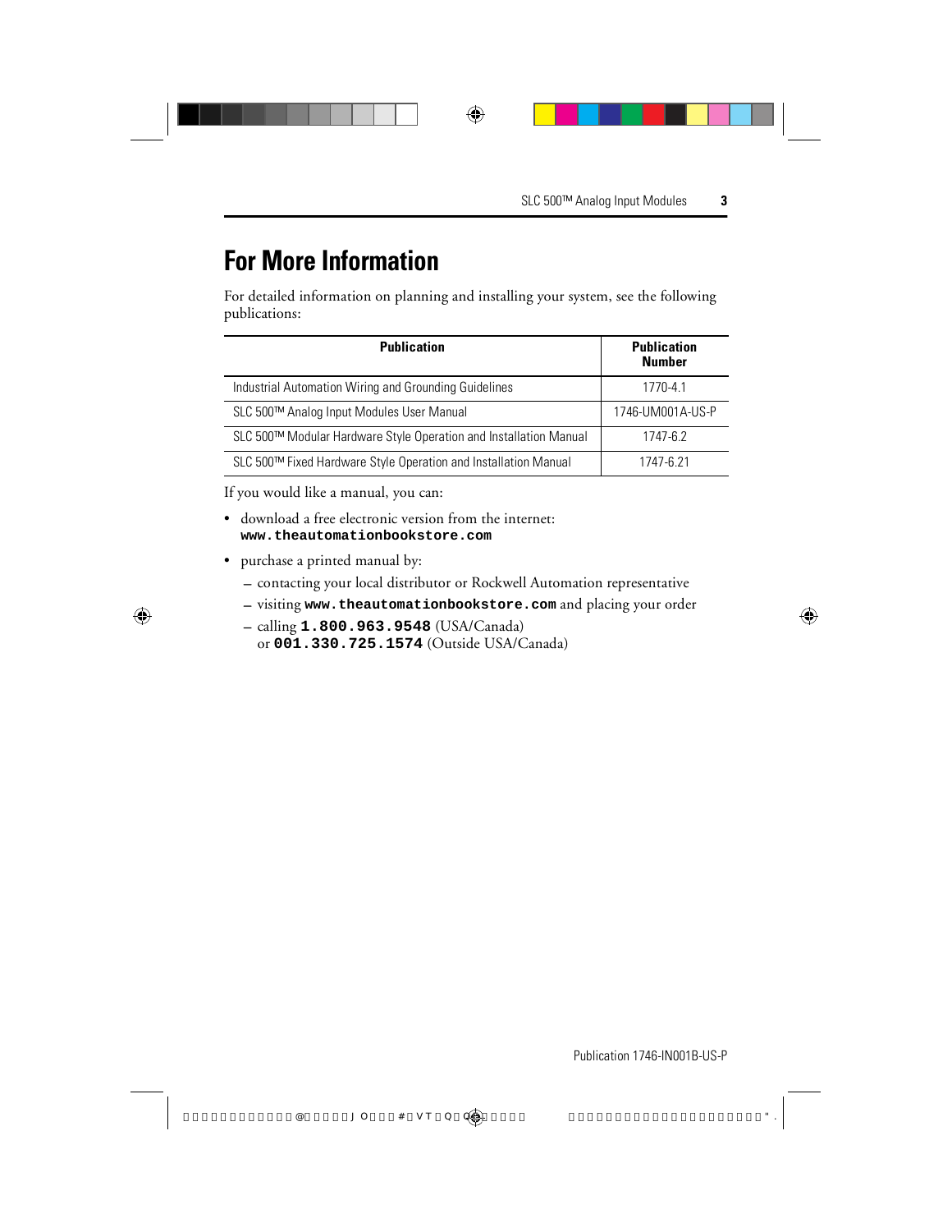# For More Information

For detailed information on planning and installing your system, see the following publications:

| Publication | Publication Number |
|---|---|
| Industrial Automation Wiring and Grounding Guidelines | 1770-4.1 |
| SLC 500™ Analog Input Modules User Manual | 1746-UM001A-US-P |
| SLC 500™ Modular Hardware Style Operation and Installation Manual | 1747-6.2 |
| SLC 500™ Fixed Hardware Style Operation and Installation Manual | 1747-6.21 |

If you would like a manual, you can:

- download a free electronic version from the internet: **www.theautomationbookstore.com**
- purchase a printed manual by:
  - contacting your local distributor or Rockwell Automation representative
  - visiting **www.theautomationbookstore.com** and placing your order
  - calling **1.800.963.9548** (USA/Canada) or **001.330.725.1574** (Outside USA/Canada)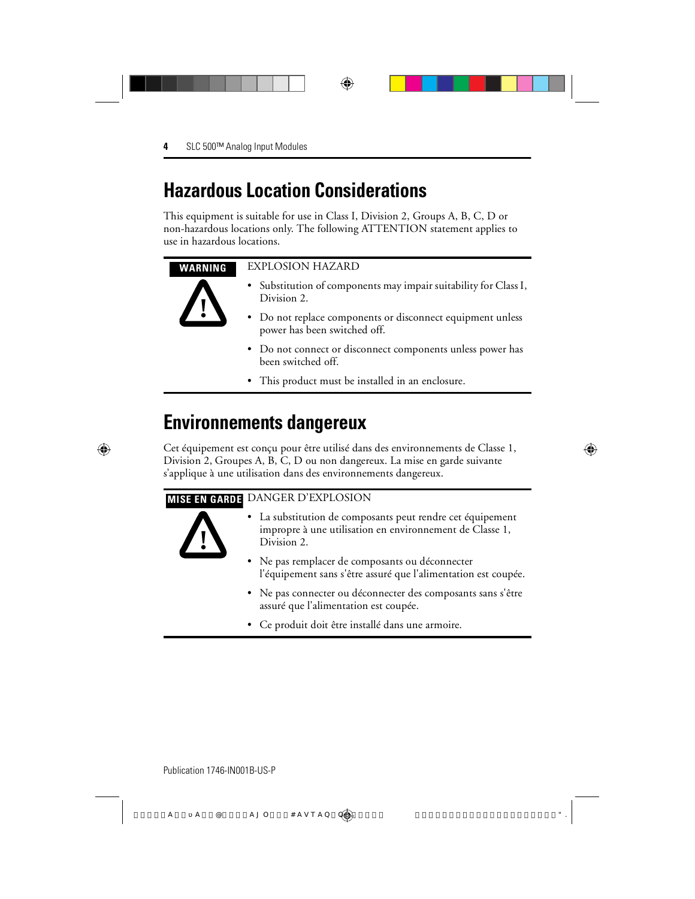# Hazardous Location Considerations

This equipment is suitable for use in Class I, Division 2, Groups A, B, C, D or non-hazardous locations only. The following ATTENTION statement applies to use in hazardous locations.

**WARNING**

EXPLOSION HAZARD

- Substitution of components may impair suitability for Class I, Division 2.
- Do not replace components or disconnect equipment unless power has been switched off.
- Do not connect or disconnect components unless power has been switched off.
- This product must be installed in an enclosure.

# Environnements dangereux

Cet équipement est conçu pour être utilisé dans des environnements de Classe 1, Division 2, Groupes A, B, C, D ou non dangereux. La mise en garde suivante s'applique à une utilisation dans des environnements dangereux.

**MISE EN GARDE**

DANGER D'EXPLOSION

- La substitution de composants peut rendre cet équipement impropre à une utilisation en environnement de Classe 1, Division 2.
- Ne pas remplacer de composants ou déconnecter l'équipement sans s'être assuré que l'alimentation est coupée.
- Ne pas connecter ou déconnecter des composants sans s'être assuré que l'alimentation est coupée.
- Ce produit doit être installé dans une armoire.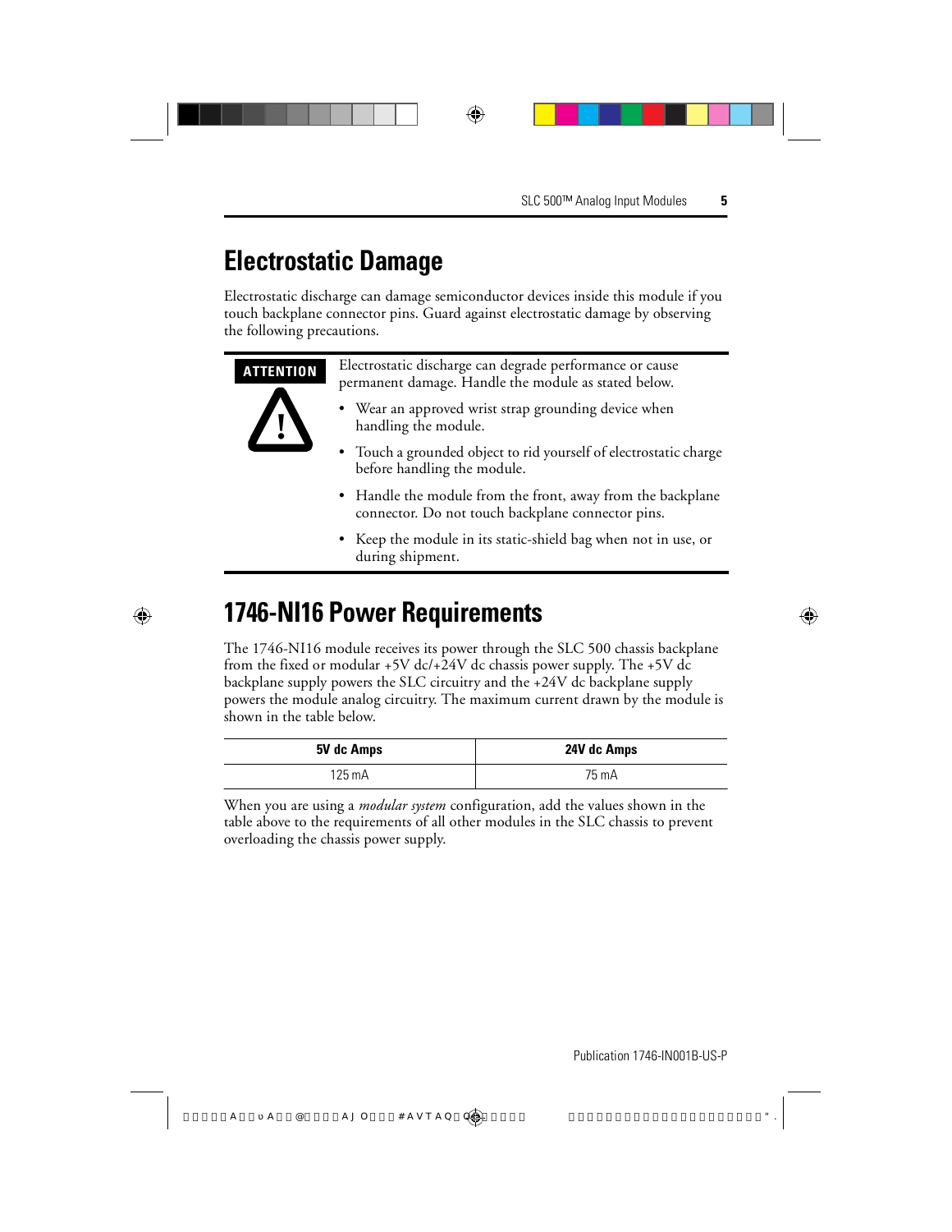## Electrostatic Damage

Electrostatic discharge can damage semiconductor devices inside this module if you touch backplane connector pins. Guard against electrostatic damage by observing the following precautions.

**ATTENTION**

Electrostatic discharge can degrade performance or cause permanent damage. Handle the module as stated below.

- Wear an approved wrist strap grounding device when handling the module.
- Touch a grounded object to rid yourself of electrostatic charge before handling the module.
- Handle the module from the front, away from the backplane connector. Do not touch backplane connector pins.
- Keep the module in its static-shield bag when not in use, or during shipment.

## 1746-NI16 Power Requirements

The 1746-NI16 module receives its power through the SLC 500 chassis backplane from the fixed or modular +5V dc/+24V dc chassis power supply. The +5V dc backplane supply powers the SLC circuitry and the +24V dc backplane supply powers the module analog circuitry. The maximum current drawn by the module is shown in the table below.

| 5V dc Amps | 24V dc Amps |
|---|---|
| 125 mA | 75 mA |

When you are using a *modular system* configuration, add the values shown in the table above to the requirements of all other modules in the SLC chassis to prevent overloading the chassis power supply.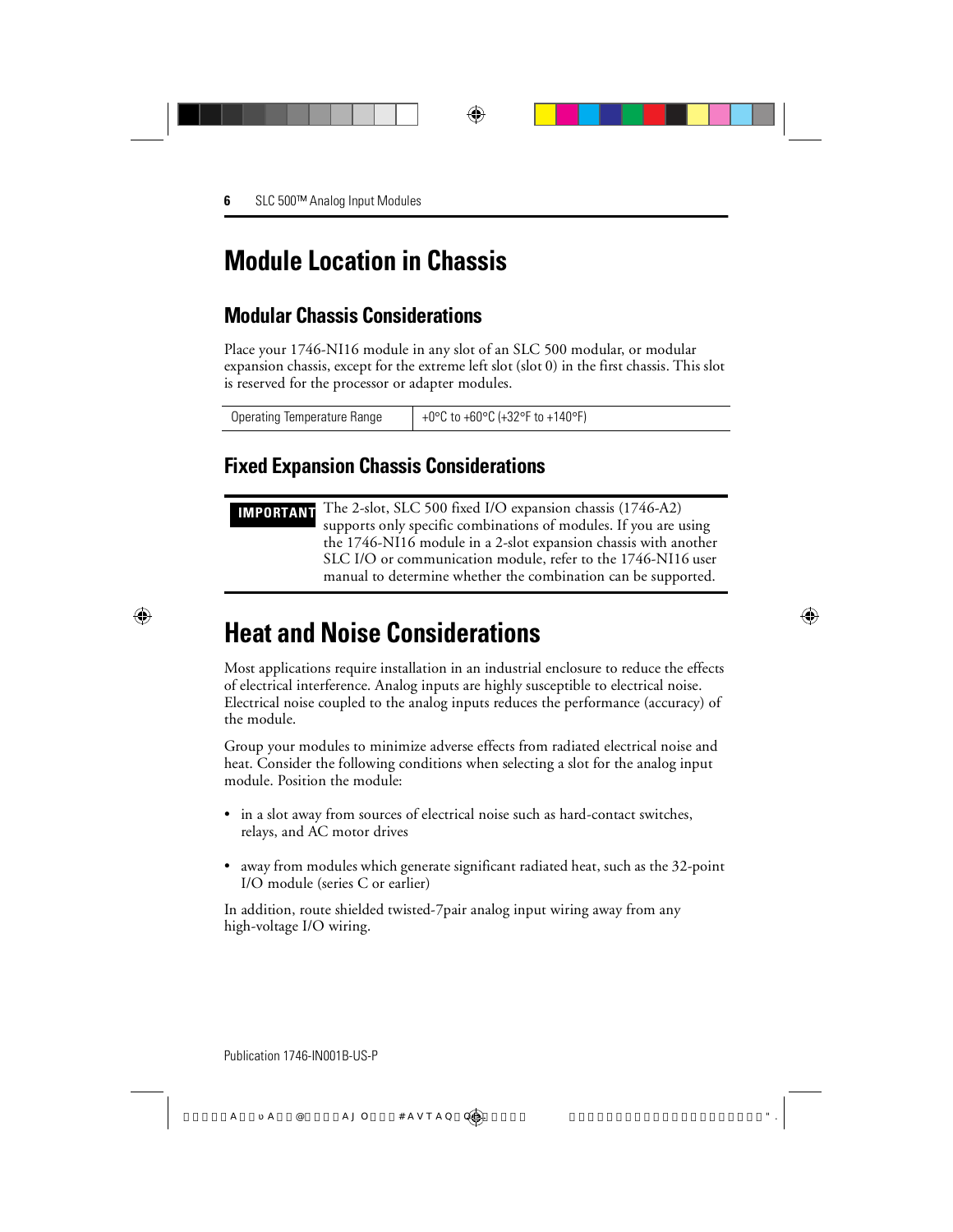# Module Location in Chassis

## Modular Chassis Considerations

Place your 1746-NI16 module in any slot of an SLC 500 modular, or modular expansion chassis, except for the extreme left slot (slot 0) in the first chassis. This slot is reserved for the processor or adapter modules.

| Operating Temperature Range | +0°C to +60°C (+32°F to +140°F) |
|---|---|

## Fixed Expansion Chassis Considerations

**IMPORTANT** The 2-slot, SLC 500 fixed I/O expansion chassis (1746-A2) supports only specific combinations of modules. If you are using the 1746-NI16 module in a 2-slot expansion chassis with another SLC I/O or communication module, refer to the 1746-NI16 user manual to determine whether the combination can be supported.

# Heat and Noise Considerations

Most applications require installation in an industrial enclosure to reduce the effects of electrical interference. Analog inputs are highly susceptible to electrical noise. Electrical noise coupled to the analog inputs reduces the performance (accuracy) of the module.

Group your modules to minimize adverse effects from radiated electrical noise and heat. Consider the following conditions when selecting a slot for the analog input module. Position the module:

- in a slot away from sources of electrical noise such as hard-contact switches, relays, and AC motor drives
- away from modules which generate significant radiated heat, such as the 32-point I/O module (series C or earlier)

In addition, route shielded twisted-7pair analog input wiring away from any high-voltage I/O wiring.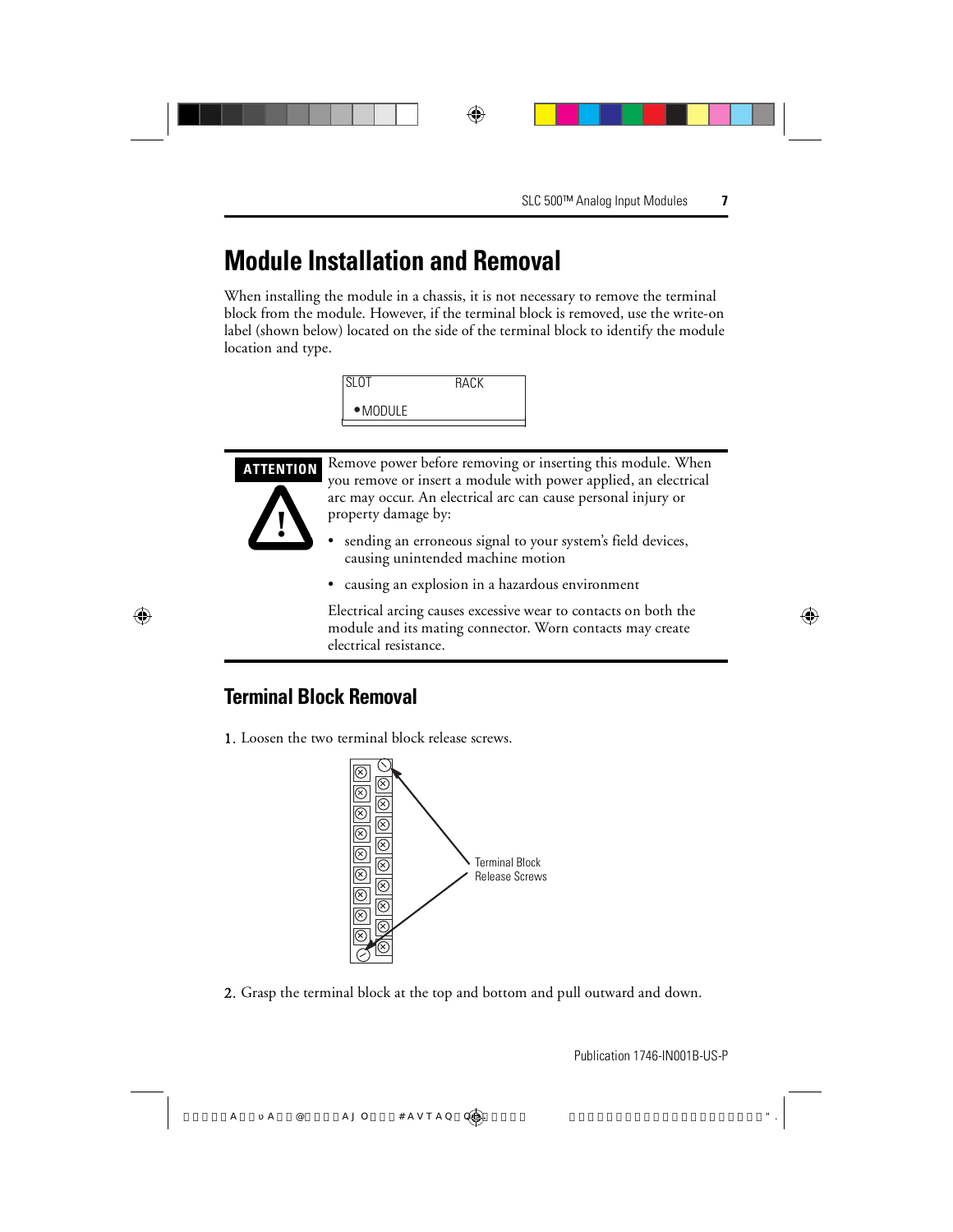# Module Installation and Removal

When installing the module in a chassis, it is not necessary to remove the terminal block from the module. However, if the terminal block is removed, use the write-on label (shown below) located on the side of the terminal block to identify the module location and type.

SLOT RACK

• MODULE

**ATTENTION**

Remove power before removing or inserting this module. When you remove or insert a module with power applied, an electrical arc may occur. An electrical arc can cause personal injury or property damage by:

- sending an erroneous signal to your system's field devices, causing unintended machine motion
- causing an explosion in a hazardous environment

Electrical arcing causes excessive wear to contacts on both the module and its mating connector. Worn contacts may create electrical resistance.

## Terminal Block Removal

1. Loosen the two terminal block release screws.

Terminal Block Release Screws

2. Grasp the terminal block at the top and bottom and pull outward and down.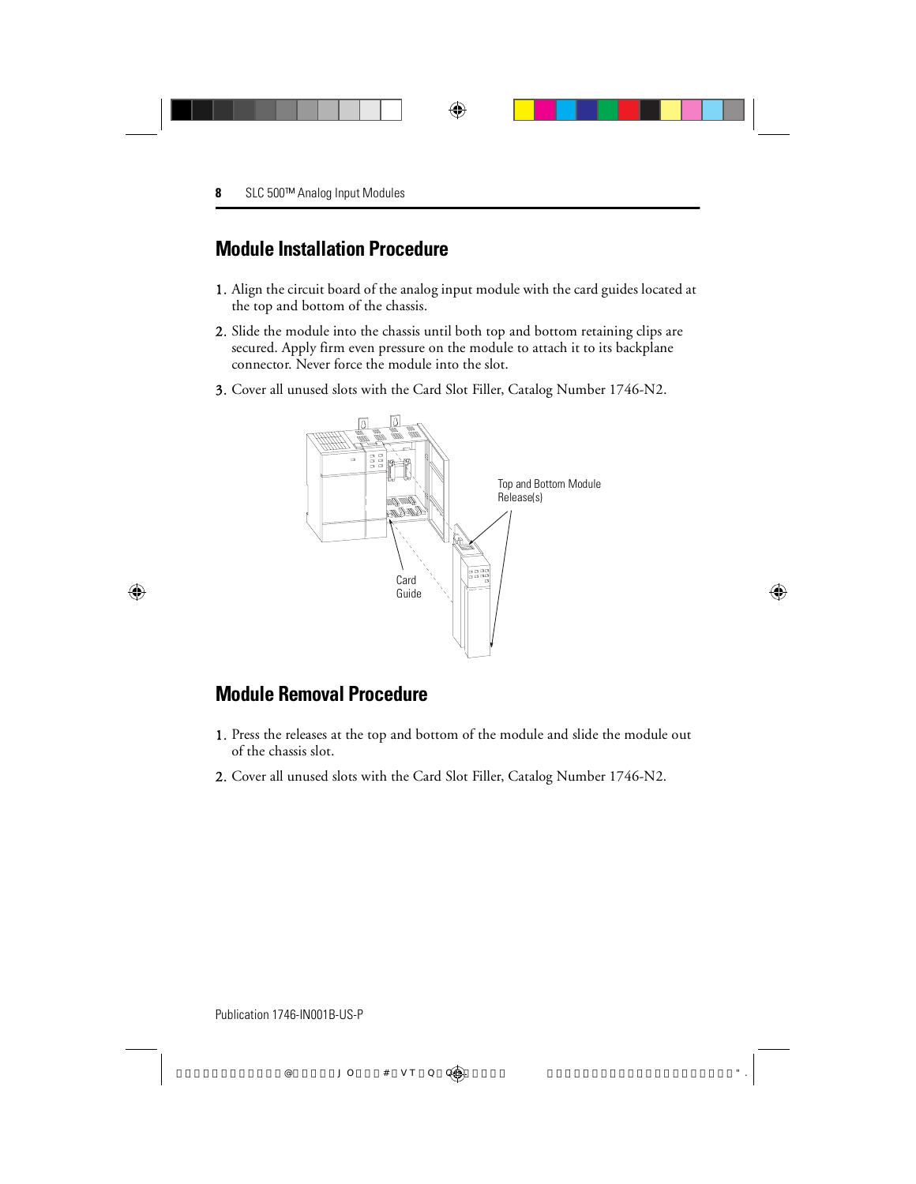## Module Installation Procedure

1. Align the circuit board of the analog input module with the card guides located at the top and bottom of the chassis.
2. Slide the module into the chassis until both top and bottom retaining clips are secured. Apply firm even pressure on the module to attach it to its backplane connector. Never force the module into the slot.
3. Cover all unused slots with the Card Slot Filler, Catalog Number 1746-N2.

Top and Bottom Module Release(s)

Card Guide

## Module Removal Procedure

1. Press the releases at the top and bottom of the module and slide the module out of the chassis slot.
2. Cover all unused slots with the Card Slot Filler, Catalog Number 1746-N2.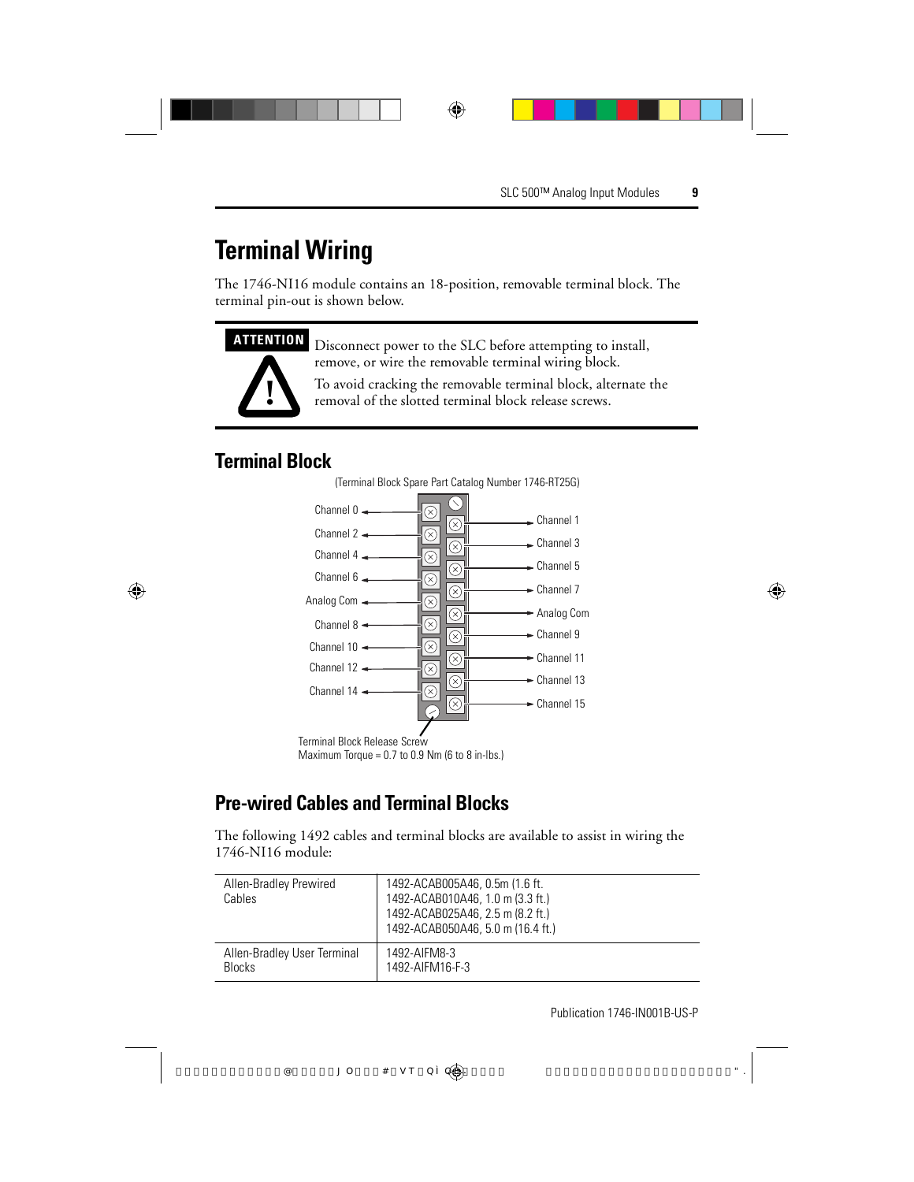# Terminal Wiring

The 1746-NI16 module contains an 18-position, removable terminal block. The terminal pin-out is shown below.

> **ATTENTION**
>
> Disconnect power to the SLC before attempting to install, remove, or wire the removable terminal wiring block.
>
> To avoid cracking the removable terminal block, alternate the removal of the slotted terminal block release screws.

## Terminal Block

(Terminal Block Spare Part Catalog Number 1746-RT25G)

| Left Terminals | Right Terminals |
|---|---|
| Channel 0 | Channel 1 |
| Channel 2 | Channel 3 |
| Channel 4 | Channel 5 |
| Channel 6 | Channel 7 |
| Analog Com | Analog Com |
| Channel 8 | Channel 9 |
| Channel 10 | Channel 11 |
| Channel 12 | Channel 13 |
| Channel 14 | Channel 15 |

Terminal Block Release Screw
Maximum Torque = 0.7 to 0.9 Nm (6 to 8 in-lbs.)

## Pre-wired Cables and Terminal Blocks

The following 1492 cables and terminal blocks are available to assist in wiring the 1746-NI16 module:

| | |
|---|---|
| Allen-Bradley Prewired Cables | 1492-ACAB005A46, 0.5m (1.6 ft.<br>1492-ACAB010A46, 1.0 m (3.3 ft.)<br>1492-ACAB025A46, 2.5 m (8.2 ft.)<br>1492-ACAB050A46, 5.0 m (16.4 ft.) |
| Allen-Bradley User Terminal Blocks | 1492-AIFM8-3<br>1492-AIFM16-F-3 |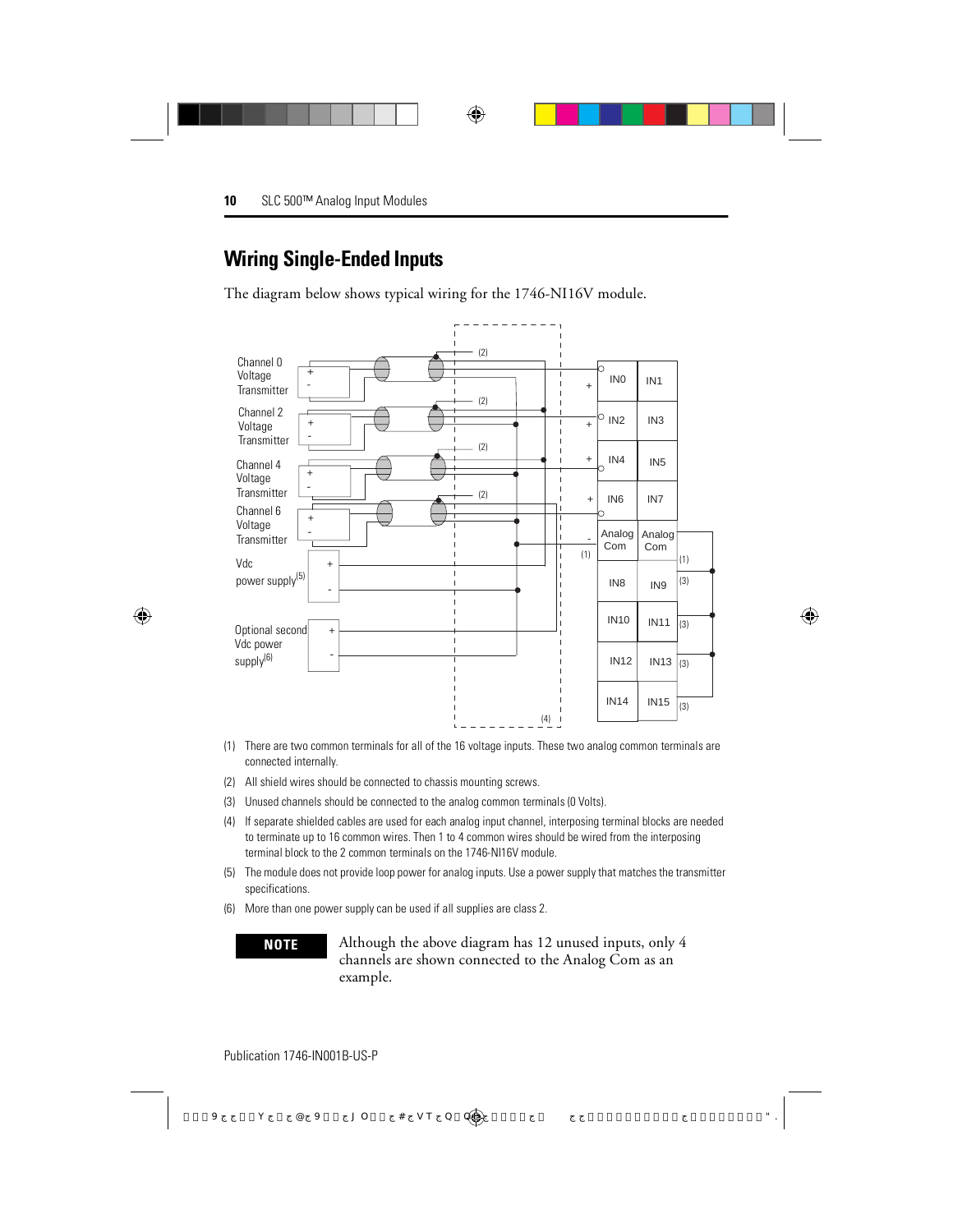## Wiring Single-Ended Inputs

The diagram below shows typical wiring for the 1746-NI16V module.

(1) There are two common terminals for all of the 16 voltage inputs. These two analog common terminals are connected internally.

(2) All shield wires should be connected to chassis mounting screws.

(3) Unused channels should be connected to the analog common terminals (0 Volts).

(4) If separate shielded cables are used for each analog input channel, interposing terminal blocks are needed to terminate up to 16 common wires. Then 1 to 4 common wires should be wired from the interposing terminal block to the 2 common terminals on the 1746-NI16V module.

(5) The module does not provide loop power for analog inputs. Use a power supply that matches the transmitter specifications.

(6) More than one power supply can be used if all supplies are class 2.

**NOTE** Although the above diagram has 12 unused inputs, only 4 channels are shown connected to the Analog Com as an example.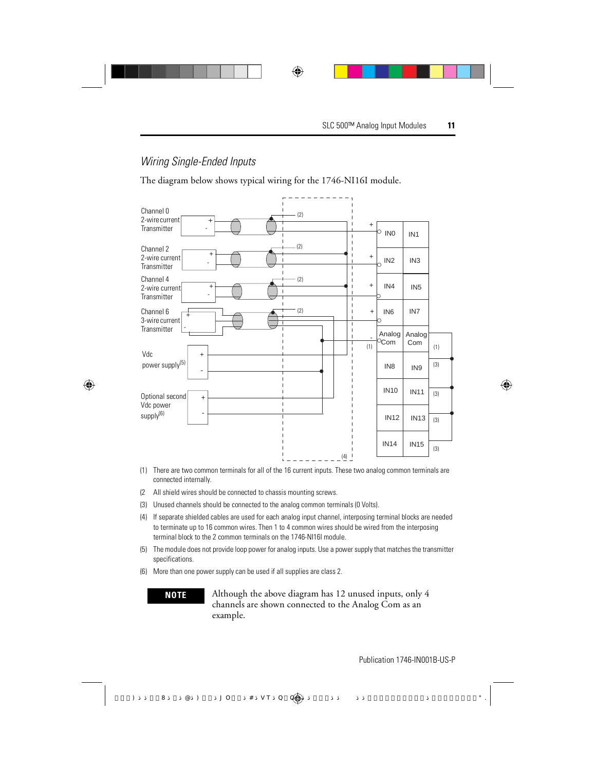## *Wiring Single-Ended Inputs*

The diagram below shows typical wiring for the 1746-NI16I module.

Channel 0
2-wire current
Transmitter

Channel 2
2-wire current
Transmitter

Channel 4
2-wire current
Transmitter

Channel 6
3-wire current
Transmitter

Vdc
power supply(5)

Optional second
Vdc power
supply(6)

| IN0 | IN1 |
|---|---|
| IN2 | IN3 |
| IN4 | IN5 |
| IN6 | IN7 |
| Analog Com | Analog Com |
| IN8 | IN9 |
| IN10 | IN11 |
| IN12 | IN13 |
| IN14 | IN15 |

(1) There are two common terminals for all of the 16 current inputs. These two analog common terminals are connected internally.

(2 All shield wires should be connected to chassis mounting screws.

(3) Unused channels should be connected to the analog common terminals (0 Volts).

(4) If separate shielded cables are used for each analog input channel, interposing terminal blocks are needed to terminate up to 16 common wires. Then 1 to 4 common wires should be wired from the interposing terminal block to the 2 common terminals on the 1746-NI16I module.

(5) The module does not provide loop power for analog inputs. Use a power supply that matches the transmitter specifications.

(6) More than one power supply can be used if all supplies are class 2.

**NOTE** Although the above diagram has 12 unused inputs, only 4 channels are shown connected to the Analog Com as an example.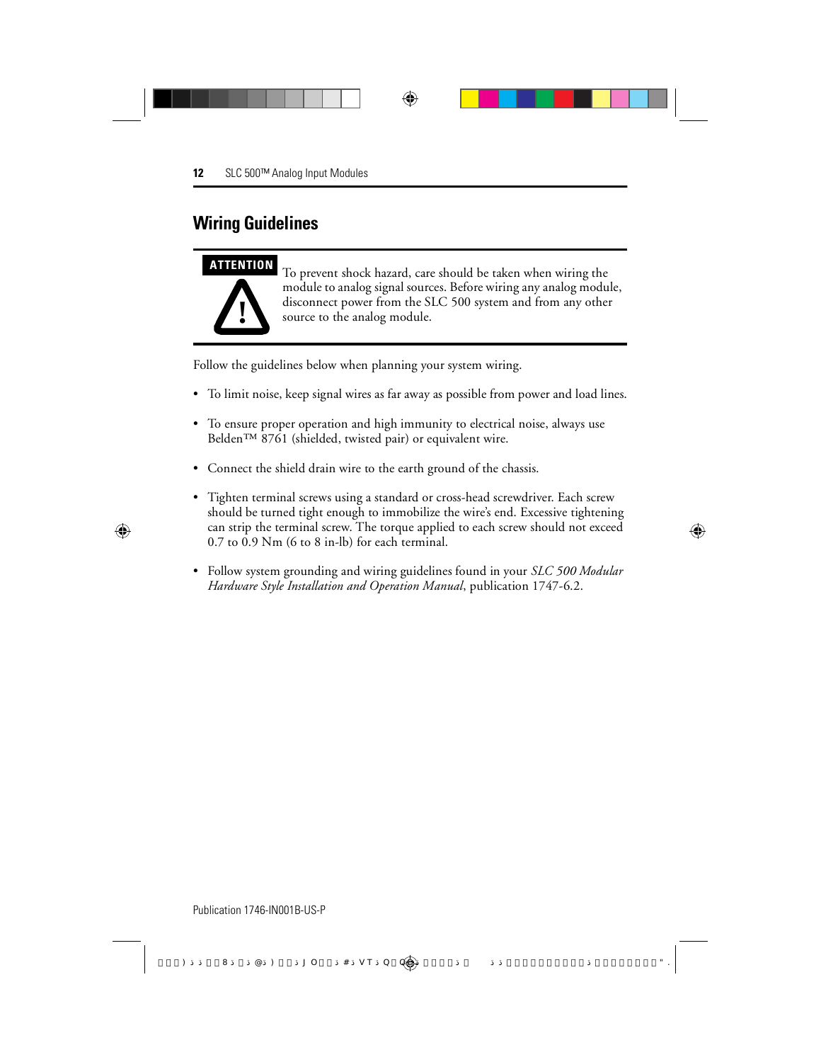## Wiring Guidelines

**ATTENTION**

To prevent shock hazard, care should be taken when wiring the module to analog signal sources. Before wiring any analog module, disconnect power from the SLC 500 system and from any other source to the analog module.

Follow the guidelines below when planning your system wiring.

- To limit noise, keep signal wires as far away as possible from power and load lines.
- To ensure proper operation and high immunity to electrical noise, always use Belden™ 8761 (shielded, twisted pair) or equivalent wire.
- Connect the shield drain wire to the earth ground of the chassis.
- Tighten terminal screws using a standard or cross-head screwdriver. Each screw should be turned tight enough to immobilize the wire's end. Excessive tightening can strip the terminal screw. The torque applied to each screw should not exceed 0.7 to 0.9 Nm (6 to 8 in-lb) for each terminal.
- Follow system grounding and wiring guidelines found in your *SLC 500 Modular Hardware Style Installation and Operation Manual*, publication 1747-6.2.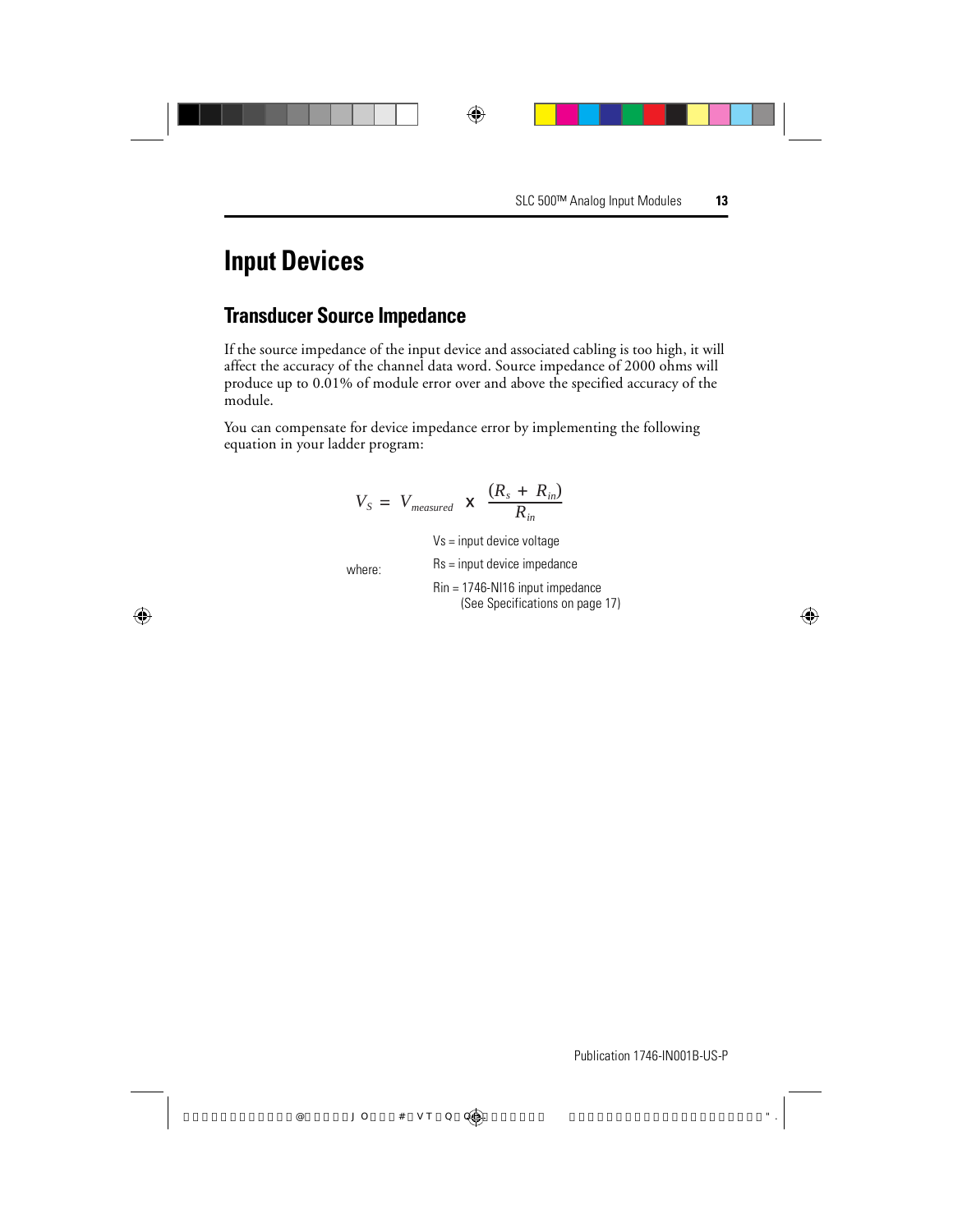# Input Devices

## Transducer Source Impedance

If the source impedance of the input device and associated cabling is too high, it will affect the accuracy of the channel data word. Source impedance of 2000 ohms will produce up to 0.01% of module error over and above the specified accuracy of the module.

You can compensate for device impedance error by implementing the following equation in your ladder program:

$$V_S = V_{measured} \times \frac{(R_s + R_{in})}{R_{in}}$$

where:

Vs = input device voltage

Rs = input device impedance

Rin = 1746-NI16 input impedance (See Specifications on page 17)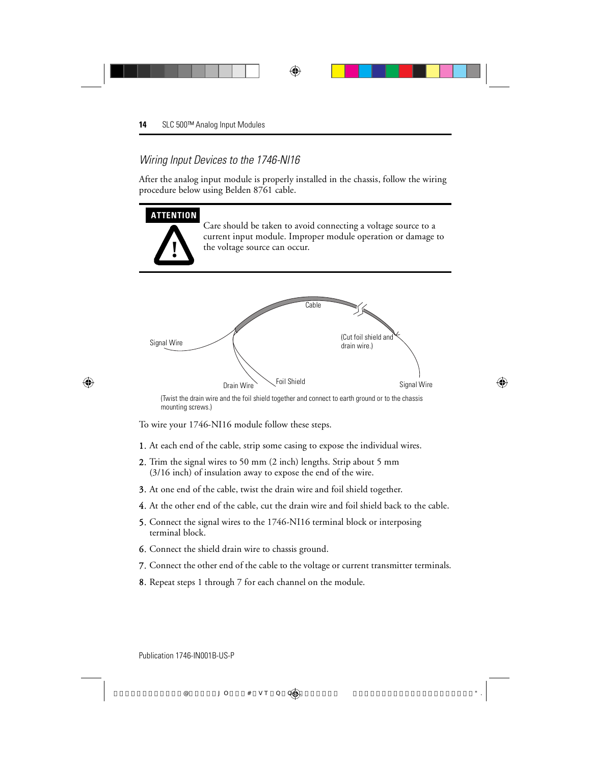## *Wiring Input Devices to the 1746-NI16*

After the analog input module is properly installed in the chassis, follow the wiring procedure below using Belden 8761 cable.

**ATTENTION**

Care should be taken to avoid connecting a voltage source to a current input module. Improper module operation or damage to the voltage source can occur.

Cable

Signal Wire

(Cut foil shield and drain wire.)

Drain Wire

Foil Shield

Signal Wire

(Twist the drain wire and the foil shield together and connect to earth ground or to the chassis mounting screws.)

To wire your 1746-NI16 module follow these steps.

1. At each end of the cable, strip some casing to expose the individual wires.
2. Trim the signal wires to 50 mm (2 inch) lengths. Strip about 5 mm (3/16 inch) of insulation away to expose the end of the wire.
3. At one end of the cable, twist the drain wire and foil shield together.
4. At the other end of the cable, cut the drain wire and foil shield back to the cable.
5. Connect the signal wires to the 1746-NI16 terminal block or interposing terminal block.
6. Connect the shield drain wire to chassis ground.
7. Connect the other end of the cable to the voltage or current transmitter terminals.
8. Repeat steps 1 through 7 for each channel on the module.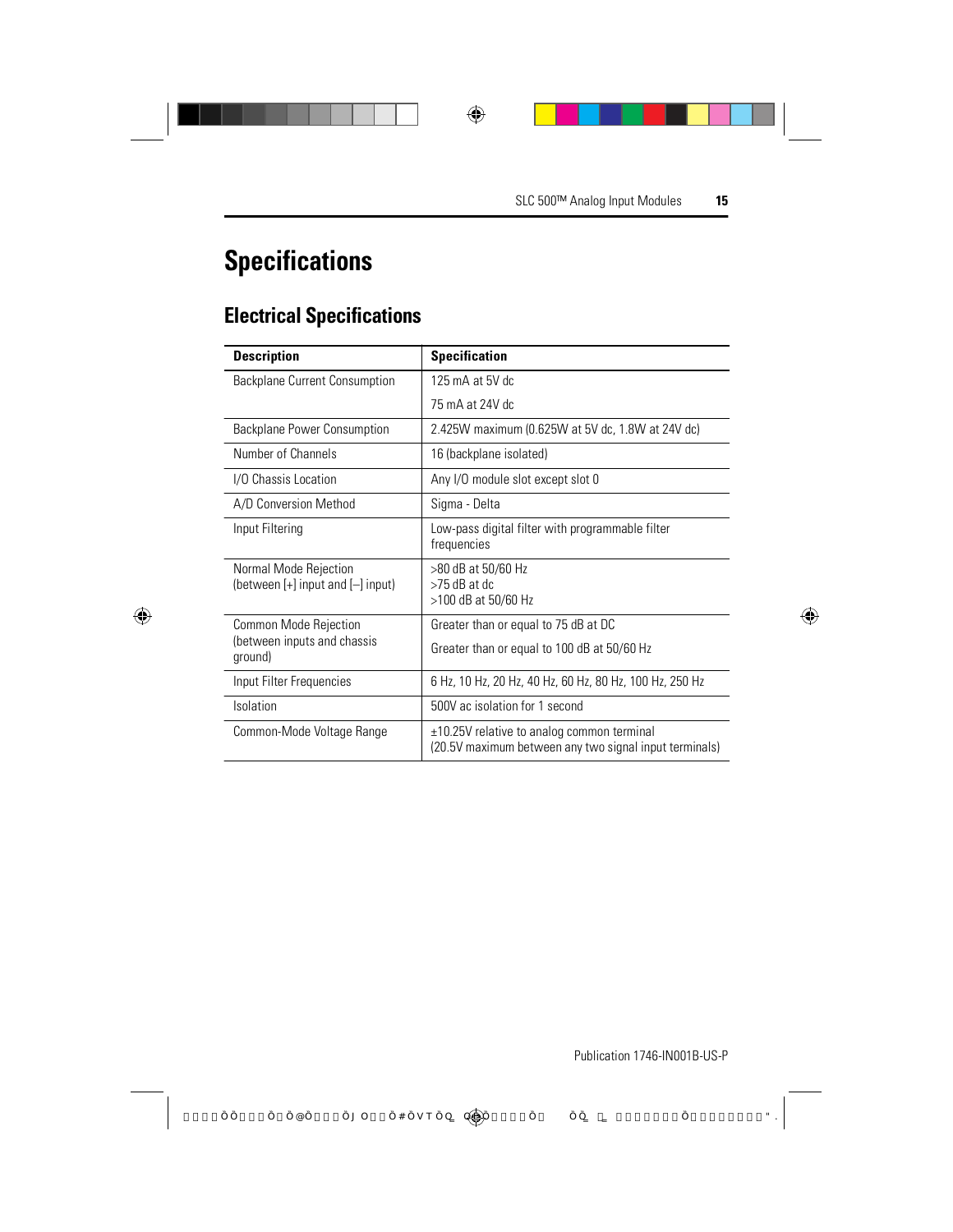# Specifications

## Electrical Specifications

| Description | Specification |
|---|---|
| Backplane Current Consumption | 125 mA at 5V dc<br>75 mA at 24V dc |
| Backplane Power Consumption | 2.425W maximum (0.625W at 5V dc, 1.8W at 24V dc) |
| Number of Channels | 16 (backplane isolated) |
| I/O Chassis Location | Any I/O module slot except slot 0 |
| A/D Conversion Method | Sigma - Delta |
| Input Filtering | Low-pass digital filter with programmable filter frequencies |
| Normal Mode Rejection (between [+] input and [–] input) | >80 dB at 50/60 Hz<br>>75 dB at dc<br>>100 dB at 50/60 Hz |
| Common Mode Rejection (between inputs and chassis ground) | Greater than or equal to 75 dB at DC<br>Greater than or equal to 100 dB at 50/60 Hz |
| Input Filter Frequencies | 6 Hz, 10 Hz, 20 Hz, 40 Hz, 60 Hz, 80 Hz, 100 Hz, 250 Hz |
| Isolation | 500V ac isolation for 1 second |
| Common-Mode Voltage Range | ±10.25V relative to analog common terminal<br>(20.5V maximum between any two signal input terminals) |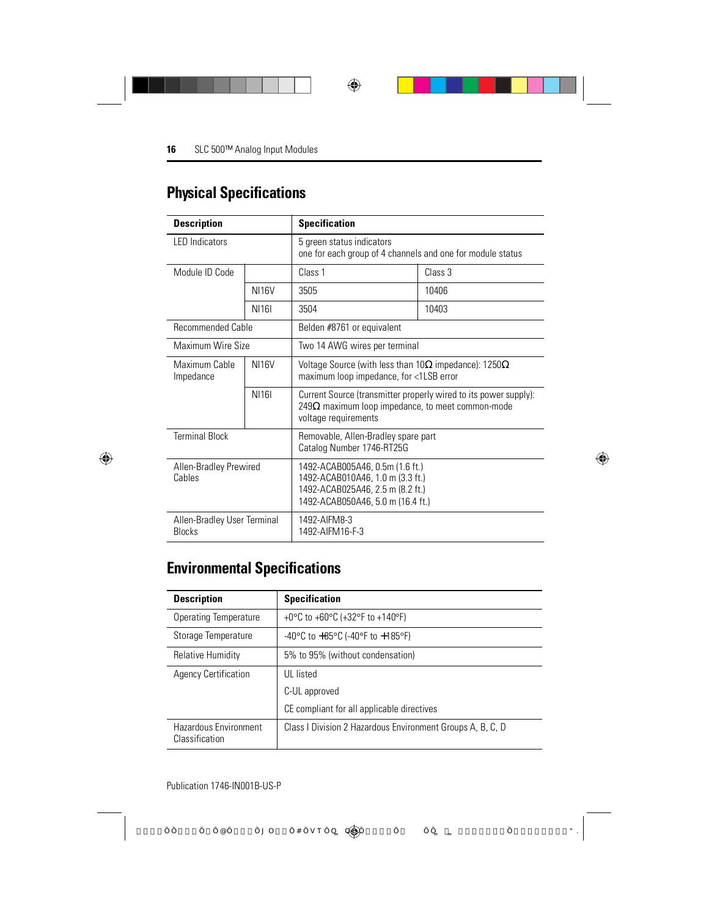## Physical Specifications

| Description | | Specification | |
|---|---|---|---|
| LED Indicators | | 5 green status indicators<br>one for each group of 4 channels and one for module status | |
| Module ID Code | | Class 1 | Class 3 |
| | NI16V | 3505 | 10406 |
| | NI16I | 3504 | 10403 |
| Recommended Cable | | Belden #8761 or equivalent | |
| Maximum Wire Size | | Two 14 AWG wires per terminal | |
| Maximum Cable Impedance | NI16V | Voltage Source (with less than 10Ω impedance): 1250Ω maximum loop impedance, for <1LSB error | |
| | NI16I | Current Source (transmitter properly wired to its power supply): 249Ω maximum loop impedance, to meet common-mode voltage requirements | |
| Terminal Block | | Removable, Allen-Bradley spare part<br>Catalog Number 1746-RT25G | |
| Allen-Bradley Prewired Cables | | 1492-ACAB005A46, 0.5m (1.6 ft.)<br>1492-ACAB010A46, 1.0 m (3.3 ft.)<br>1492-ACAB025A46, 2.5 m (8.2 ft.)<br>1492-ACAB050A46, 5.0 m (16.4 ft.) | |
| Allen-Bradley User Terminal Blocks | | 1492-AIFM8-3<br>1492-AIFM16-F-3 | |

## Environmental Specifications

| Description | Specification |
|---|---|
| Operating Temperature | +0°C to +60°C (+32°F to +140°F) |
| Storage Temperature | -40°C to +85°C (-40°F to +185°F) |
| Relative Humidity | 5% to 95% (without condensation) |
| Agency Certification | UL listed<br>C-UL approved<br>CE compliant for all applicable directives |
| Hazardous Environment Classification | Class I Division 2 Hazardous Environment Groups A, B, C, D |

Publication 1746-IN001B-US-P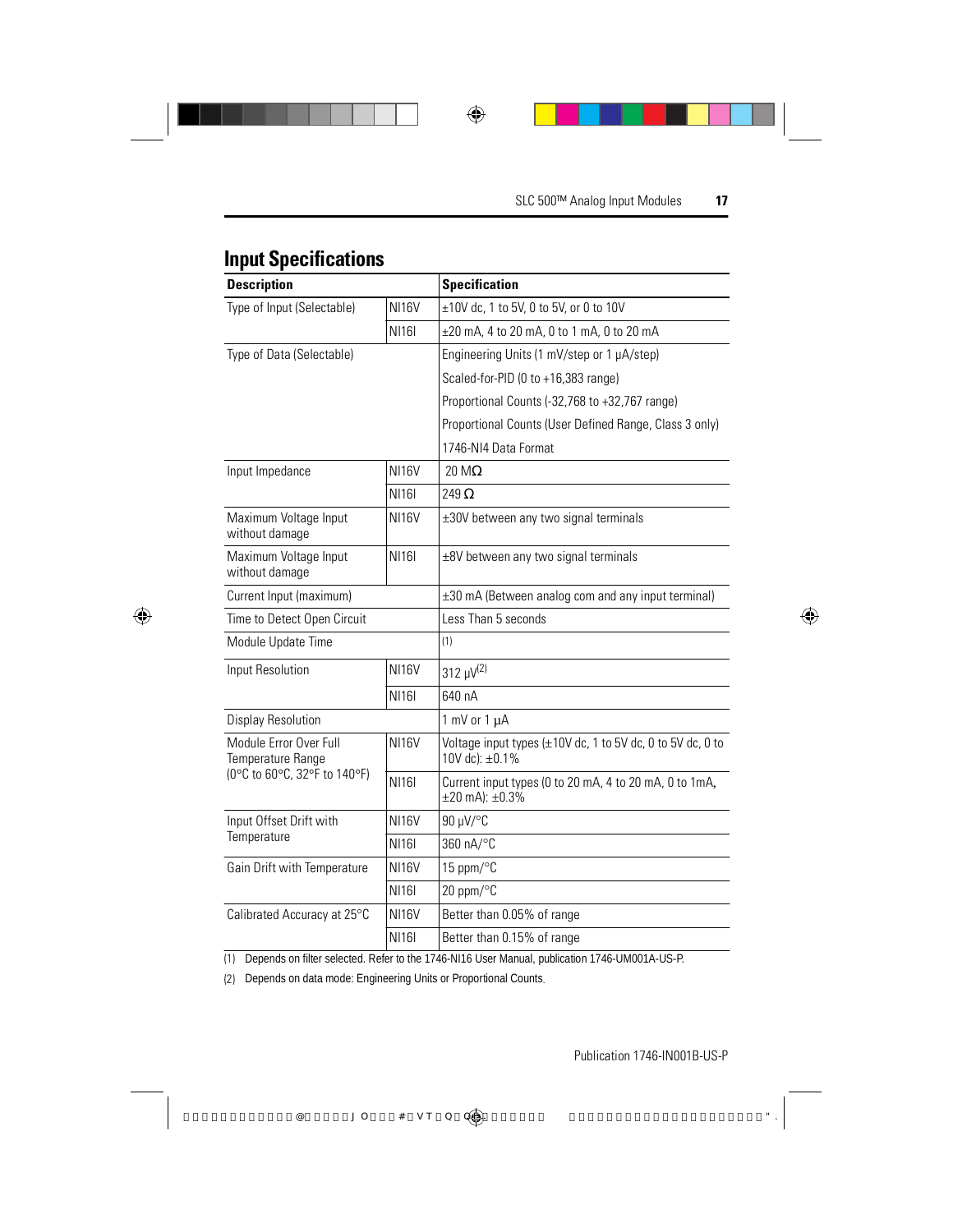## Input Specifications

| Description | | Specification |
|---|---|---|
| Type of Input (Selectable) | NI16V | ±10V dc, 1 to 5V, 0 to 5V, or 0 to 10V |
| | NI16I | ±20 mA, 4 to 20 mA, 0 to 1 mA, 0 to 20 mA |
| Type of Data (Selectable) | | Engineering Units (1 mV/step or 1 μA/step) |
| | | Scaled-for-PID (0 to +16,383 range) |
| | | Proportional Counts (-32,768 to +32,767 range) |
| | | Proportional Counts (User Defined Range, Class 3 only) |
| | | 1746-NI4 Data Format |
| Input Impedance | NI16V | 20 MΩ |
| | NI16I | 249 Ω |
| Maximum Voltage Input without damage | NI16V | ±30V between any two signal terminals |
| Maximum Voltage Input without damage | NI16I | ±8V between any two signal terminals |
| Current Input (maximum) | | ±30 mA (Between analog com and any input terminal) |
| Time to Detect Open Circuit | | Less Than 5 seconds |
| Module Update Time | | (1) |
| Input Resolution | NI16V | 312 μV(2) |
| | NI16I | 640 nA |
| Display Resolution | | 1 mV or 1 μA |
| Module Error Over Full Temperature Range (0°C to 60°C, 32°F to 140°F) | NI16V | Voltage input types (±10V dc, 1 to 5V dc, 0 to 5V dc, 0 to 10V dc): ±0.1% |
| | NI16I | Current input types (0 to 20 mA, 4 to 20 mA, 0 to 1mA, ±20 mA): ±0.3% |
| Input Offset Drift with Temperature | NI16V | 90 μV/°C |
| | NI16I | 360 nA/°C |
| Gain Drift with Temperature | NI16V | 15 ppm/°C |
| | NI16I | 20 ppm/°C |
| Calibrated Accuracy at 25°C | NI16V | Better than 0.05% of range |
| | NI16I | Better than 0.15% of range |

(1) Depends on filter selected. Refer to the 1746-NI16 User Manual, publication 1746-UM001A-US-P.

(2) Depends on data mode: Engineering Units or Proportional Counts.

Publication 1746-IN001B-US-P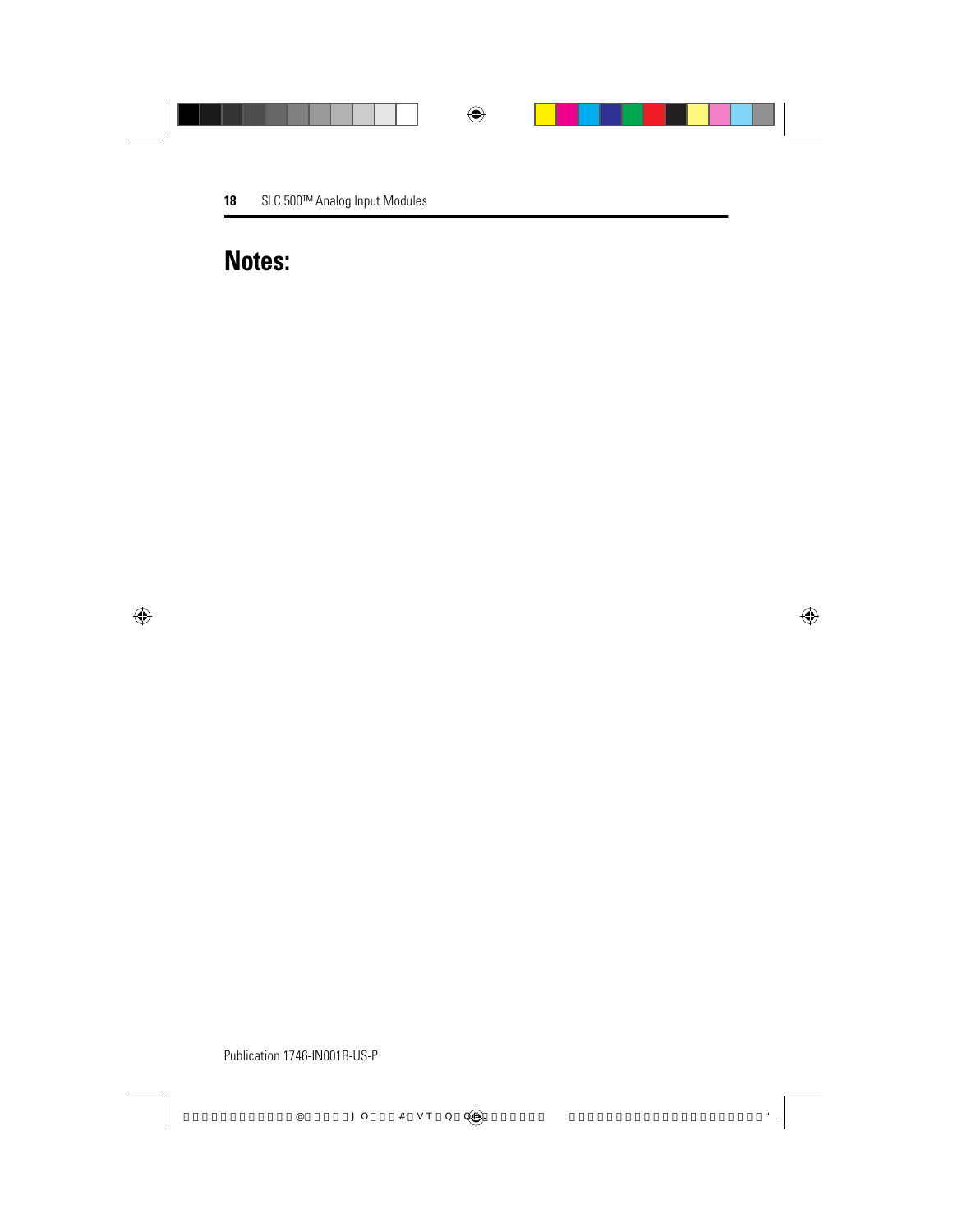# Notes: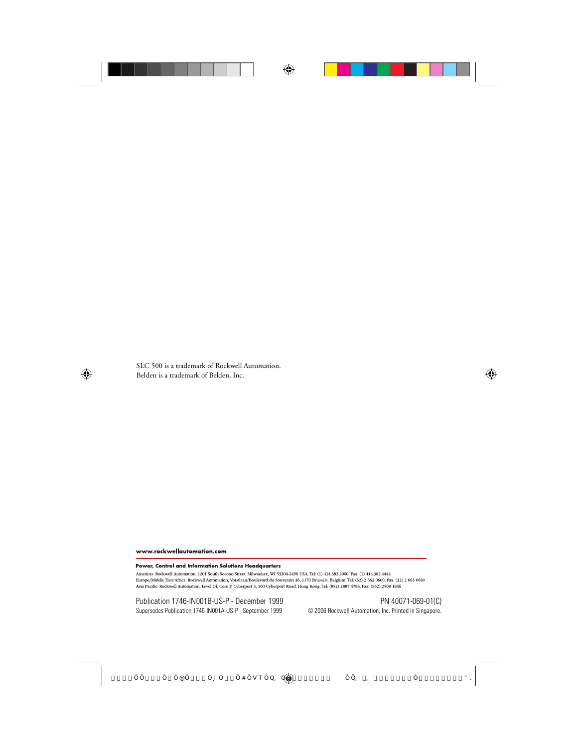SLC 500 is a trademark of Rockwell Automation.
Belden is a trademark of Belden, Inc.

**www.rockwellautomation.com**

**Power, Control and Information Solutions Headquarters**

Americas: Rockwell Automation, 1201 South Second Street, Milwaukee, WI 53204-2496 USA, Tel: (1) 414.382.2000, Fax: (1) 414.382.4444
Europe/Middle East/Africa: Rockwell Automation, Vorstlaan/Boulevard du Souverain 36, 1170 Brussels, Belgium, Tel: (32) 2 663 0600, Fax: (32) 2 663 0640
Asia Pacific: Rockwell Automation, Level 14, Core F, Cyberport 3, 100 Cyberport Road, Hong Kong, Tel: (852) 2887 4788, Fax: (852) 2508 1846

Publication 1746-IN001B-US-P - December 1999
Supersedes Publication 1746-IN001A-US-P - September 1999

PN 40071-069-01(C)
© 2006 Rockwell Automation, Inc. Printed in Singapore.